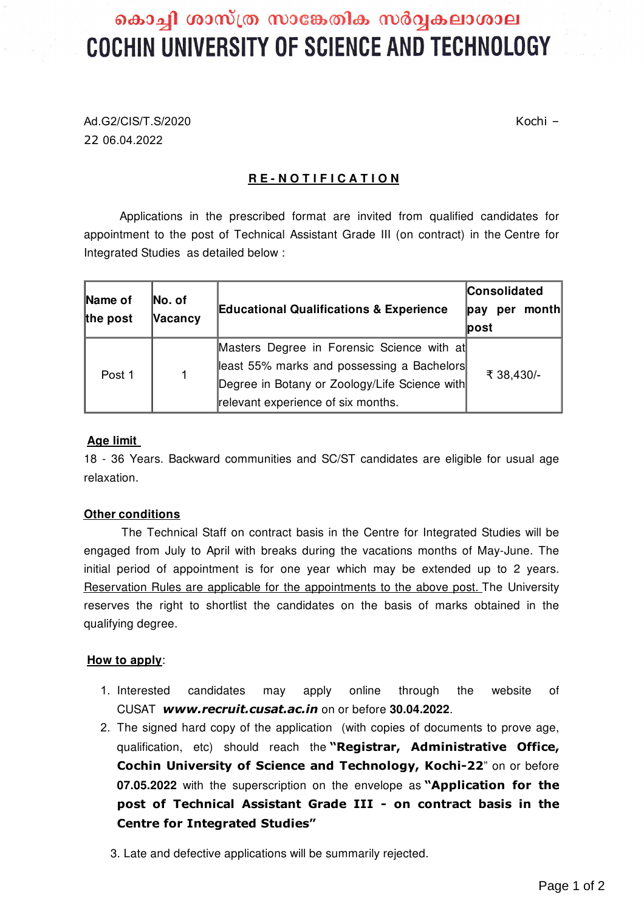# കൊച്ചി ശാസ്ത്ര സാങ്കേതിക സർവ്വകലാശാല
# COCHIN UNIVERSITY OF SCIENCE AND TECHNOLOGY

Ad.G2/CIS/T.S/2020 Kochi – 22 06.04.2022

## RE-NOTIFICATION

Applications in the prescribed format are invited from qualified candidates for appointment to the post of Technical Assistant Grade III (on contract) in the Centre for Integrated Studies as detailed below :

| Name of the post | No. of Vacancy | Educational Qualifications & Experience | Consolidated pay per month post |
|---|---|---|---|
| Post 1 | 1 | Masters Degree in Forensic Science with at least 55% marks and possessing a Bachelors Degree in Botany or Zoology/Life Science with relevant experience of six months. | ₹ 38,430/- |

**Age limit**

18 - 36 Years. Backward communities and SC/ST candidates are eligible for usual age relaxation.

**Other conditions**

The Technical Staff on contract basis in the Centre for Integrated Studies will be engaged from July to April with breaks during the vacations months of May-June. The initial period of appointment is for one year which may be extended up to 2 years. Reservation Rules are applicable for the appointments to the above post. The University reserves the right to shortlist the candidates on the basis of marks obtained in the qualifying degree.

**How to apply**:

1. Interested candidates may apply online through the website of CUSAT ***www.recruit.cusat.ac.in*** on or before **30.04.2022**.
2. The signed hard copy of the application (with copies of documents to prove age, qualification, etc) should reach the **"Registrar, Administrative Office, Cochin University of Science and Technology, Kochi-22**" on or before **07.05.2022** with the superscription on the envelope as **"Application for the post of Technical Assistant Grade III - on contract basis in the Centre for Integrated Studies"**
3. Late and defective applications will be summarily rejected.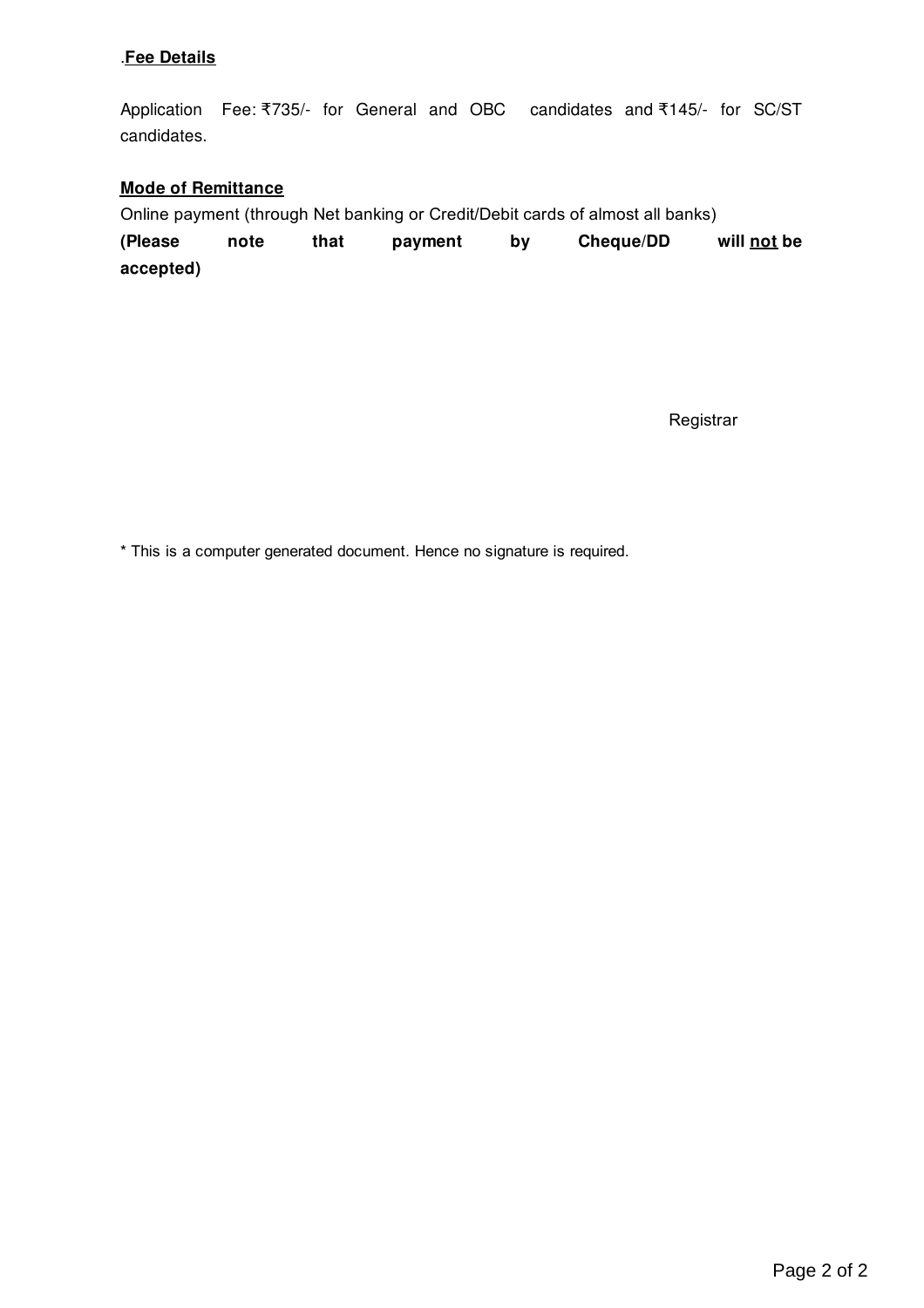.**Fee Details**

Application Fee: ₹735/- for General and OBC candidates and ₹145/- for SC/ST candidates.

**Mode of Remittance**

Online payment (through Net banking or Credit/Debit cards of almost all banks)

**(Please note that payment by Cheque/DD will not be accepted)**

Registrar

* This is a computer generated document. Hence no signature is required.